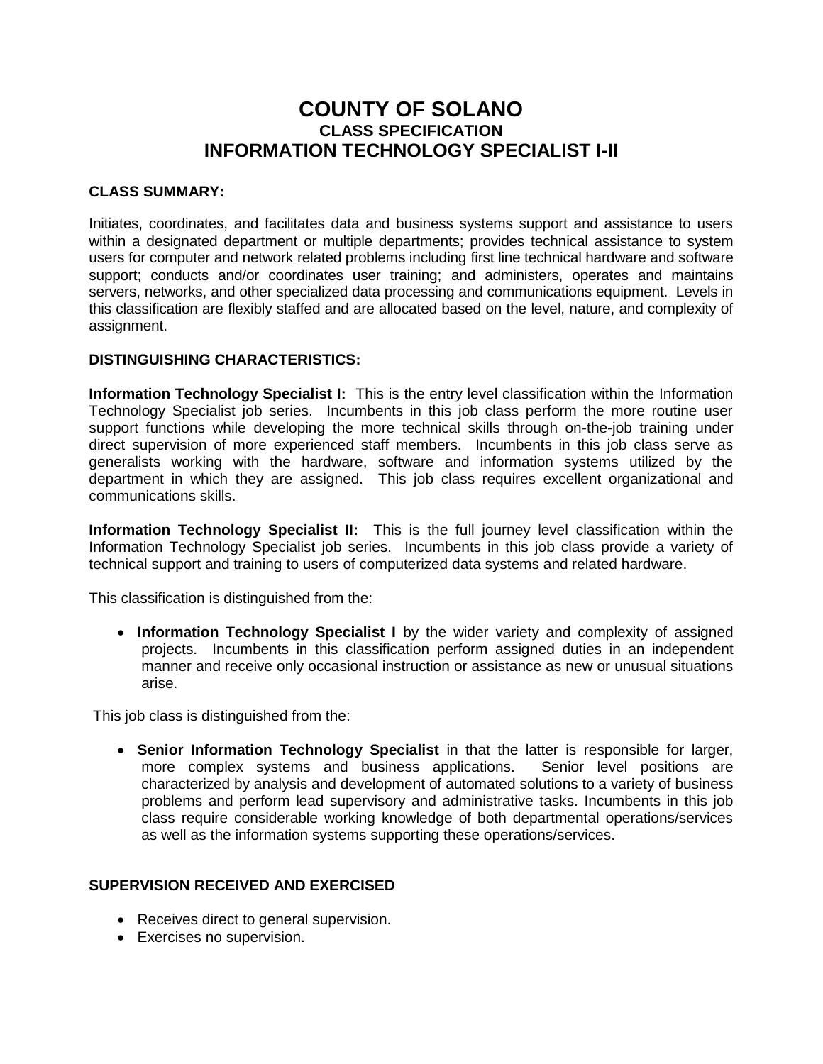# COUNTY OF SOLANO
## CLASS SPECIFICATION
## INFORMATION TECHNOLOGY SPECIALIST I-II

**CLASS SUMMARY:**

Initiates, coordinates, and facilitates data and business systems support and assistance to users within a designated department or multiple departments; provides technical assistance to system users for computer and network related problems including first line technical hardware and software support; conducts and/or coordinates user training; and administers, operates and maintains servers, networks, and other specialized data processing and communications equipment. Levels in this classification are flexibly staffed and are allocated based on the level, nature, and complexity of assignment.

**DISTINGUISHING CHARACTERISTICS:**

**Information Technology Specialist I:** This is the entry level classification within the Information Technology Specialist job series. Incumbents in this job class perform the more routine user support functions while developing the more technical skills through on-the-job training under direct supervision of more experienced staff members. Incumbents in this job class serve as generalists working with the hardware, software and information systems utilized by the department in which they are assigned. This job class requires excellent organizational and communications skills.

**Information Technology Specialist II:** This is the full journey level classification within the Information Technology Specialist job series. Incumbents in this job class provide a variety of technical support and training to users of computerized data systems and related hardware.

This classification is distinguished from the:

- **Information Technology Specialist I** by the wider variety and complexity of assigned projects. Incumbents in this classification perform assigned duties in an independent manner and receive only occasional instruction or assistance as new or unusual situations arise.

This job class is distinguished from the:

- **Senior Information Technology Specialist** in that the latter is responsible for larger, more complex systems and business applications. Senior level positions are characterized by analysis and development of automated solutions to a variety of business problems and perform lead supervisory and administrative tasks. Incumbents in this job class require considerable working knowledge of both departmental operations/services as well as the information systems supporting these operations/services.

**SUPERVISION RECEIVED AND EXERCISED**

- Receives direct to general supervision.
- Exercises no supervision.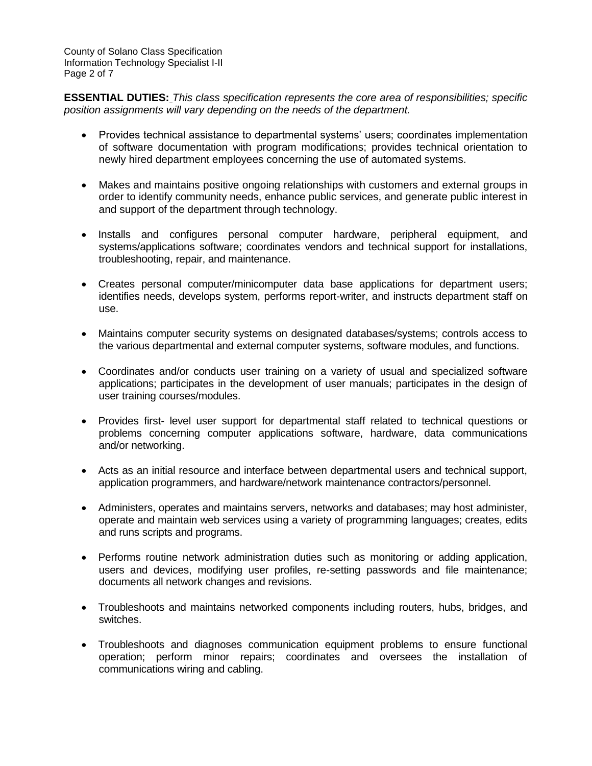**ESSENTIAL DUTIES:** *This class specification represents the core area of responsibilities; specific position assignments will vary depending on the needs of the department.*

- Provides technical assistance to departmental systems' users; coordinates implementation of software documentation with program modifications; provides technical orientation to newly hired department employees concerning the use of automated systems.

- Makes and maintains positive ongoing relationships with customers and external groups in order to identify community needs, enhance public services, and generate public interest in and support of the department through technology.

- Installs and configures personal computer hardware, peripheral equipment, and systems/applications software; coordinates vendors and technical support for installations, troubleshooting, repair, and maintenance.

- Creates personal computer/minicomputer data base applications for department users; identifies needs, develops system, performs report-writer, and instructs department staff on use.

- Maintains computer security systems on designated databases/systems; controls access to the various departmental and external computer systems, software modules, and functions.

- Coordinates and/or conducts user training on a variety of usual and specialized software applications; participates in the development of user manuals; participates in the design of user training courses/modules.

- Provides first- level user support for departmental staff related to technical questions or problems concerning computer applications software, hardware, data communications and/or networking.

- Acts as an initial resource and interface between departmental users and technical support, application programmers, and hardware/network maintenance contractors/personnel.

- Administers, operates and maintains servers, networks and databases; may host administer, operate and maintain web services using a variety of programming languages; creates, edits and runs scripts and programs.

- Performs routine network administration duties such as monitoring or adding application, users and devices, modifying user profiles, re-setting passwords and file maintenance; documents all network changes and revisions.

- Troubleshoots and maintains networked components including routers, hubs, bridges, and switches.

- Troubleshoots and diagnoses communication equipment problems to ensure functional operation; perform minor repairs; coordinates and oversees the installation of communications wiring and cabling.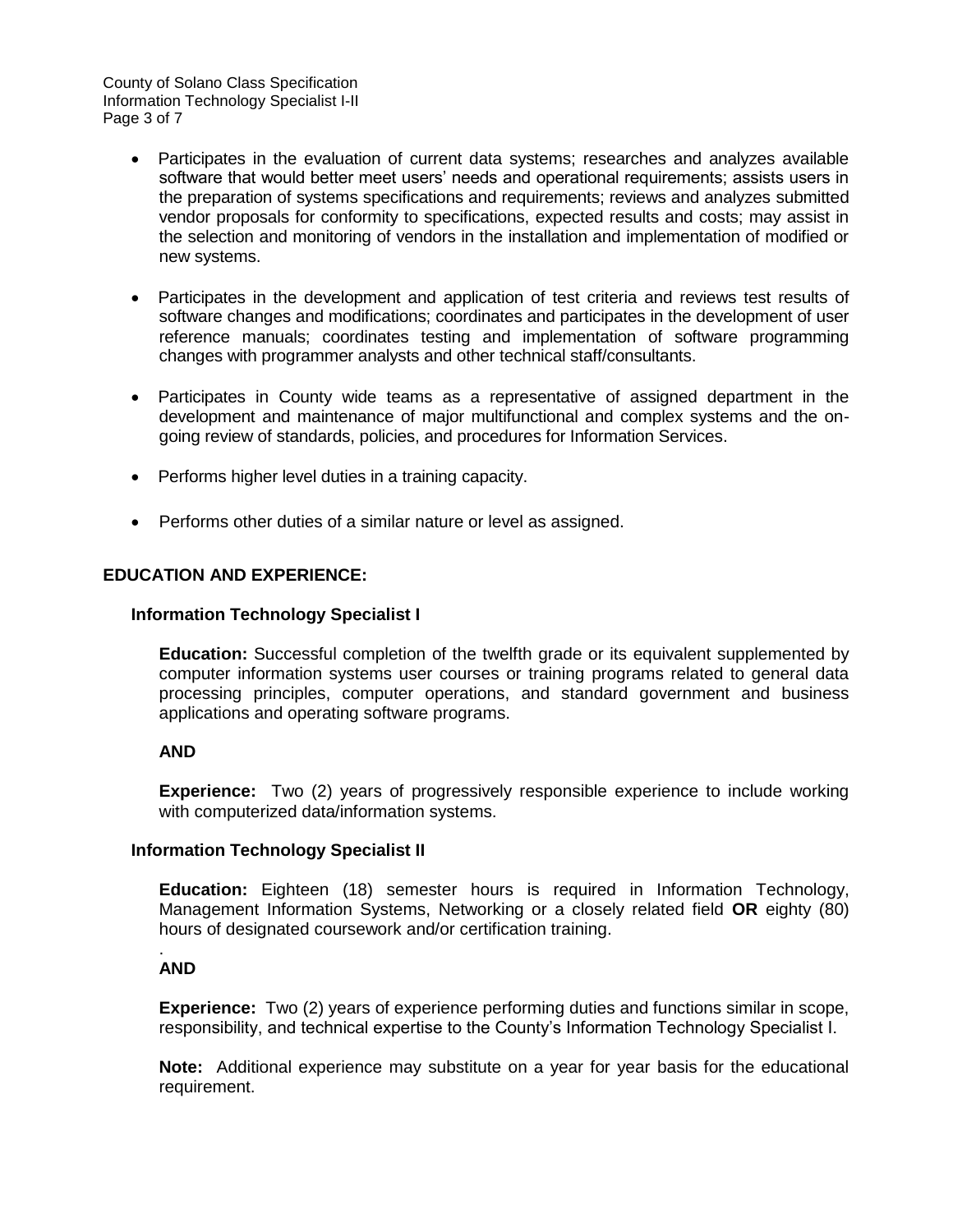- Participates in the evaluation of current data systems; researches and analyzes available software that would better meet users' needs and operational requirements; assists users in the preparation of systems specifications and requirements; reviews and analyzes submitted vendor proposals for conformity to specifications, expected results and costs; may assist in the selection and monitoring of vendors in the installation and implementation of modified or new systems.

- Participates in the development and application of test criteria and reviews test results of software changes and modifications; coordinates and participates in the development of user reference manuals; coordinates testing and implementation of software programming changes with programmer analysts and other technical staff/consultants.

- Participates in County wide teams as a representative of assigned department in the development and maintenance of major multifunctional and complex systems and the on-going review of standards, policies, and procedures for Information Services.

- Performs higher level duties in a training capacity.

- Performs other duties of a similar nature or level as assigned.

## EDUCATION AND EXPERIENCE:

### Information Technology Specialist I

**Education:** Successful completion of the twelfth grade or its equivalent supplemented by computer information systems user courses or training programs related to general data processing principles, computer operations, and standard government and business applications and operating software programs.

**AND**

**Experience:** Two (2) years of progressively responsible experience to include working with computerized data/information systems.

### Information Technology Specialist II

**Education:** Eighteen (18) semester hours is required in Information Technology, Management Information Systems, Networking or a closely related field **OR** eighty (80) hours of designated coursework and/or certification training.

.
**AND**

**Experience:** Two (2) years of experience performing duties and functions similar in scope, responsibility, and technical expertise to the County's Information Technology Specialist I.

**Note:** Additional experience may substitute on a year for year basis for the educational requirement.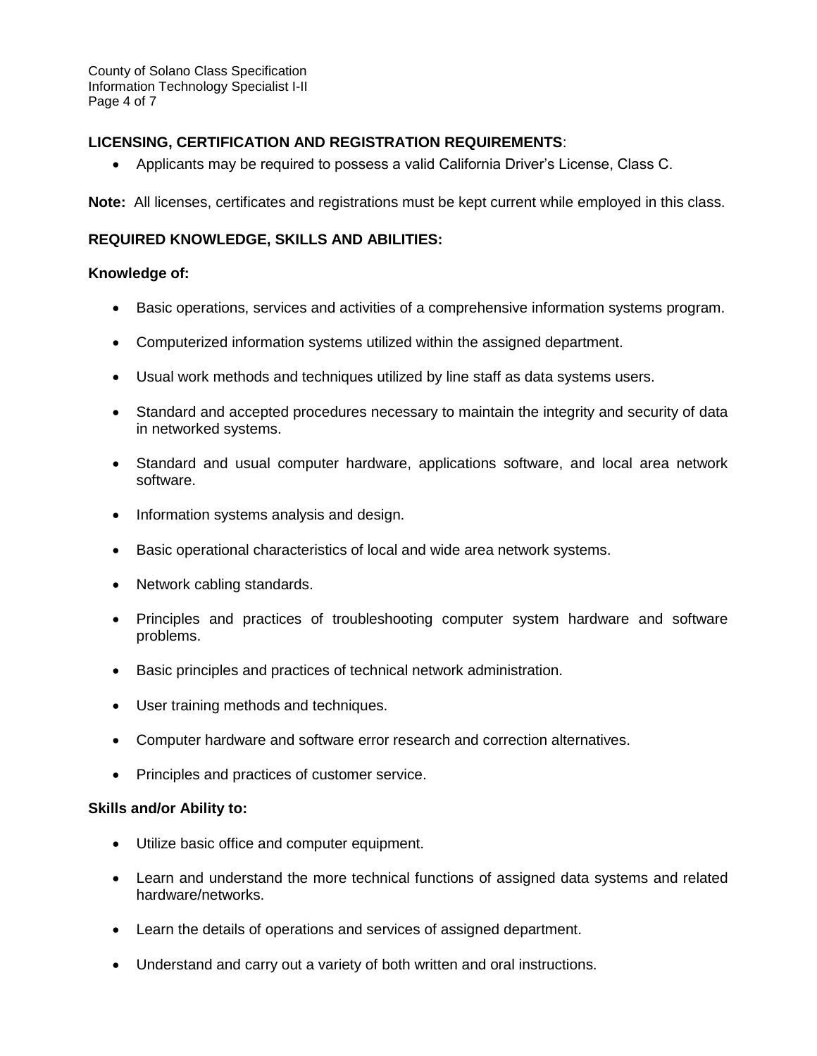## LICENSING, CERTIFICATION AND REGISTRATION REQUIREMENTS:

- Applicants may be required to possess a valid California Driver's License, Class C.

**Note:** All licenses, certificates and registrations must be kept current while employed in this class.

## REQUIRED KNOWLEDGE, SKILLS AND ABILITIES:

### Knowledge of:

- Basic operations, services and activities of a comprehensive information systems program.
- Computerized information systems utilized within the assigned department.
- Usual work methods and techniques utilized by line staff as data systems users.
- Standard and accepted procedures necessary to maintain the integrity and security of data in networked systems.
- Standard and usual computer hardware, applications software, and local area network software.
- Information systems analysis and design.
- Basic operational characteristics of local and wide area network systems.
- Network cabling standards.
- Principles and practices of troubleshooting computer system hardware and software problems.
- Basic principles and practices of technical network administration.
- User training methods and techniques.
- Computer hardware and software error research and correction alternatives.
- Principles and practices of customer service.

### Skills and/or Ability to:

- Utilize basic office and computer equipment.
- Learn and understand the more technical functions of assigned data systems and related hardware/networks.
- Learn the details of operations and services of assigned department.
- Understand and carry out a variety of both written and oral instructions.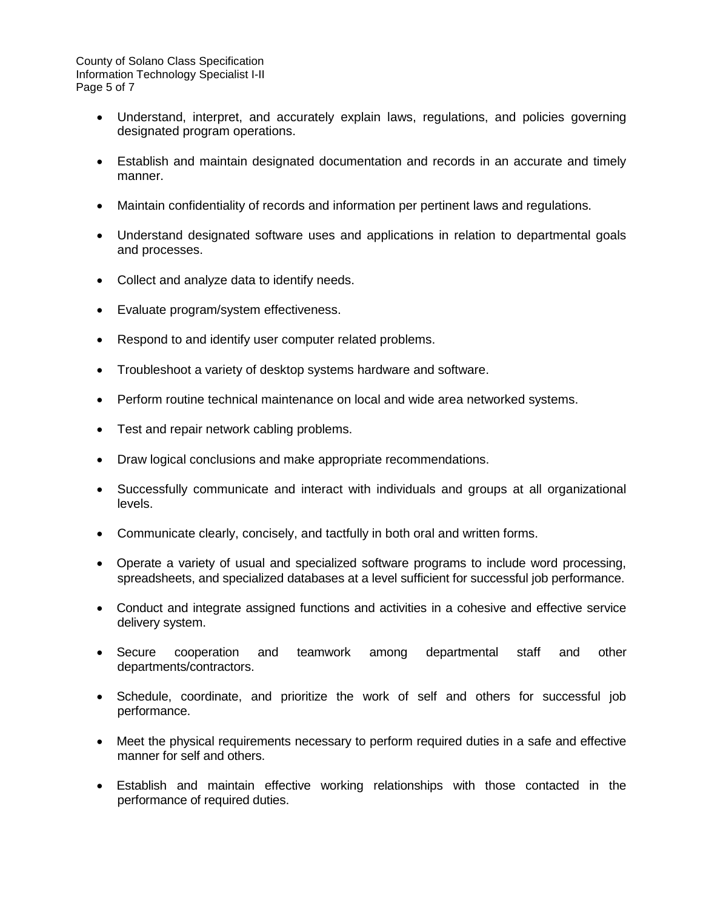- Understand, interpret, and accurately explain laws, regulations, and policies governing designated program operations.
- Establish and maintain designated documentation and records in an accurate and timely manner.
- Maintain confidentiality of records and information per pertinent laws and regulations.
- Understand designated software uses and applications in relation to departmental goals and processes.
- Collect and analyze data to identify needs.
- Evaluate program/system effectiveness.
- Respond to and identify user computer related problems.
- Troubleshoot a variety of desktop systems hardware and software.
- Perform routine technical maintenance on local and wide area networked systems.
- Test and repair network cabling problems.
- Draw logical conclusions and make appropriate recommendations.
- Successfully communicate and interact with individuals and groups at all organizational levels.
- Communicate clearly, concisely, and tactfully in both oral and written forms.
- Operate a variety of usual and specialized software programs to include word processing, spreadsheets, and specialized databases at a level sufficient for successful job performance.
- Conduct and integrate assigned functions and activities in a cohesive and effective service delivery system.
- Secure cooperation and teamwork among departmental staff and other departments/contractors.
- Schedule, coordinate, and prioritize the work of self and others for successful job performance.
- Meet the physical requirements necessary to perform required duties in a safe and effective manner for self and others.
- Establish and maintain effective working relationships with those contacted in the performance of required duties.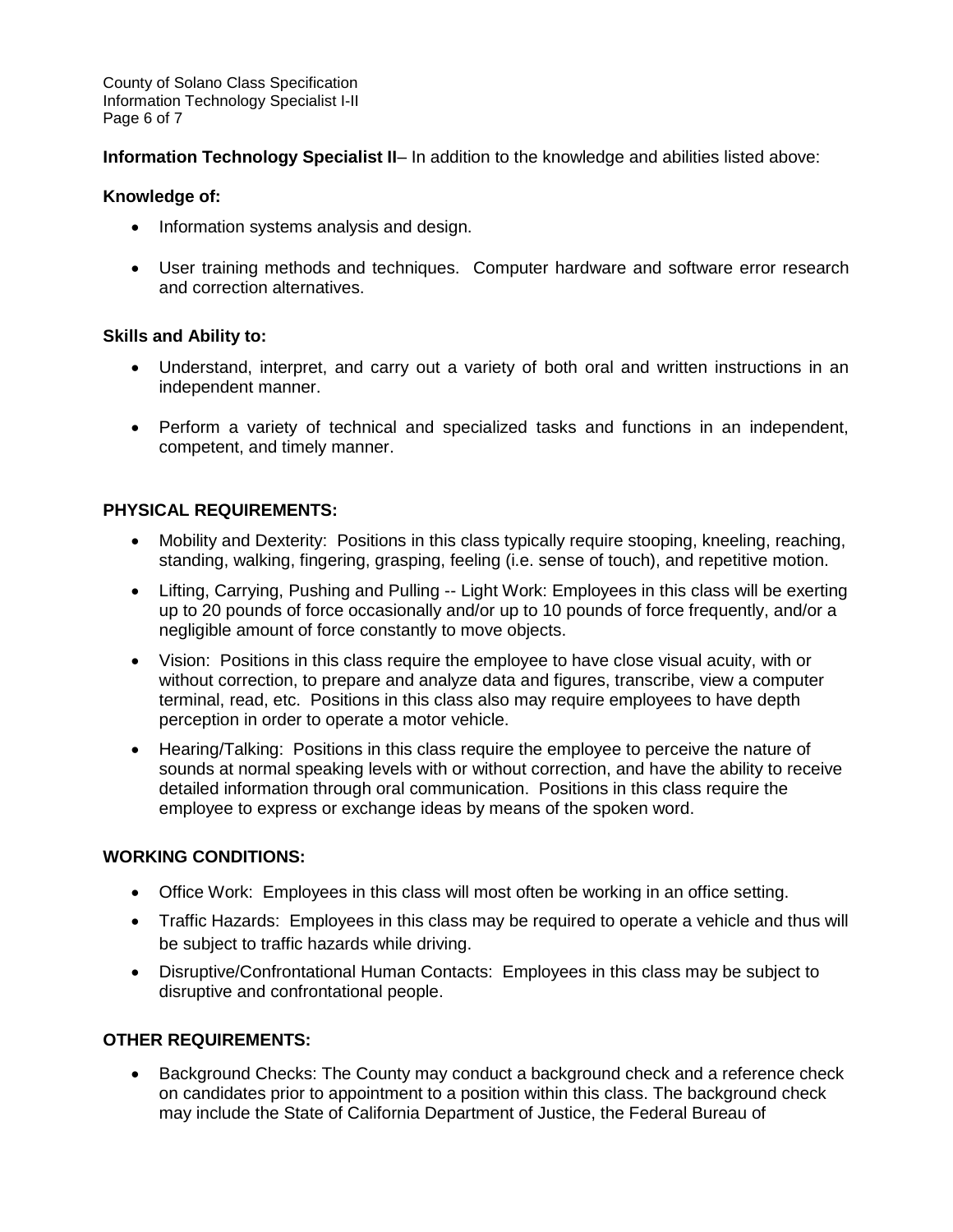**Information Technology Specialist II**– In addition to the knowledge and abilities listed above:

**Knowledge of:**

- Information systems analysis and design.
- User training methods and techniques. Computer hardware and software error research and correction alternatives.

**Skills and Ability to:**

- Understand, interpret, and carry out a variety of both oral and written instructions in an independent manner.
- Perform a variety of technical and specialized tasks and functions in an independent, competent, and timely manner.

## PHYSICAL REQUIREMENTS:

- Mobility and Dexterity: Positions in this class typically require stooping, kneeling, reaching, standing, walking, fingering, grasping, feeling (i.e. sense of touch), and repetitive motion.
- Lifting, Carrying, Pushing and Pulling -- Light Work: Employees in this class will be exerting up to 20 pounds of force occasionally and/or up to 10 pounds of force frequently, and/or a negligible amount of force constantly to move objects.
- Vision: Positions in this class require the employee to have close visual acuity, with or without correction, to prepare and analyze data and figures, transcribe, view a computer terminal, read, etc. Positions in this class also may require employees to have depth perception in order to operate a motor vehicle.
- Hearing/Talking: Positions in this class require the employee to perceive the nature of sounds at normal speaking levels with or without correction, and have the ability to receive detailed information through oral communication. Positions in this class require the employee to express or exchange ideas by means of the spoken word.

## WORKING CONDITIONS:

- Office Work: Employees in this class will most often be working in an office setting.
- Traffic Hazards: Employees in this class may be required to operate a vehicle and thus will be subject to traffic hazards while driving.
- Disruptive/Confrontational Human Contacts: Employees in this class may be subject to disruptive and confrontational people.

## OTHER REQUIREMENTS:

- Background Checks: The County may conduct a background check and a reference check on candidates prior to appointment to a position within this class. The background check may include the State of California Department of Justice, the Federal Bureau of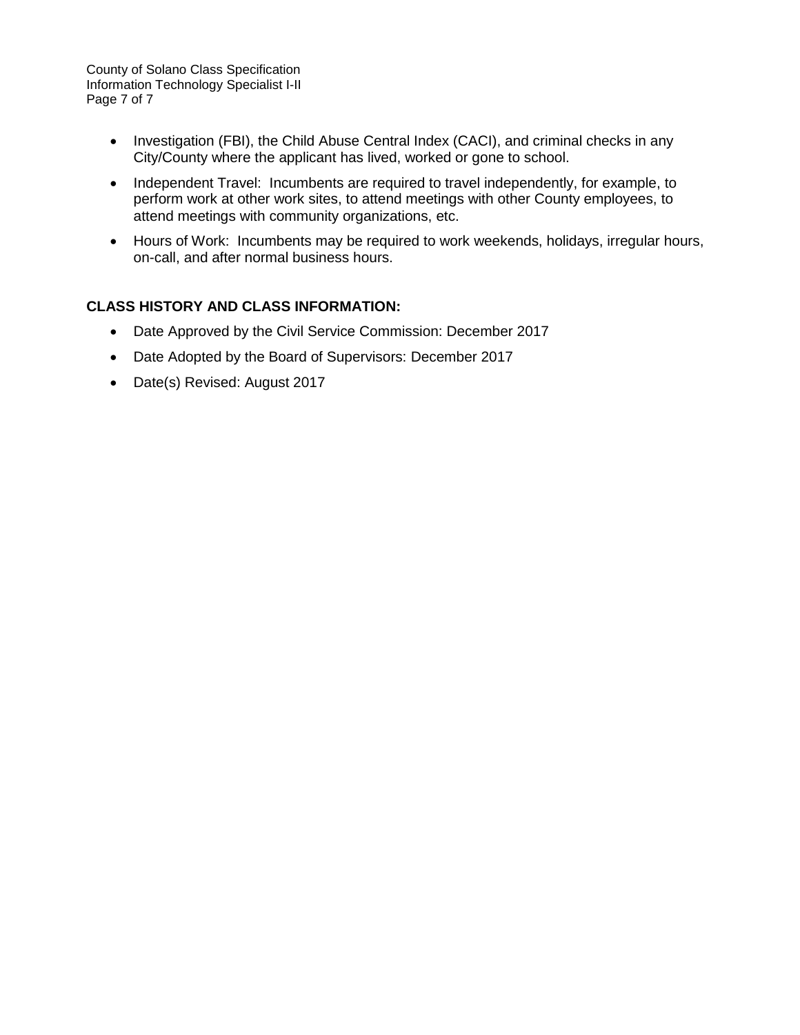- Investigation (FBI), the Child Abuse Central Index (CACI), and criminal checks in any City/County where the applicant has lived, worked or gone to school.
- Independent Travel: Incumbents are required to travel independently, for example, to perform work at other work sites, to attend meetings with other County employees, to attend meetings with community organizations, etc.
- Hours of Work: Incumbents may be required to work weekends, holidays, irregular hours, on-call, and after normal business hours.

**CLASS HISTORY AND CLASS INFORMATION:**

- Date Approved by the Civil Service Commission: December 2017
- Date Adopted by the Board of Supervisors: December 2017
- Date(s) Revised: August 2017